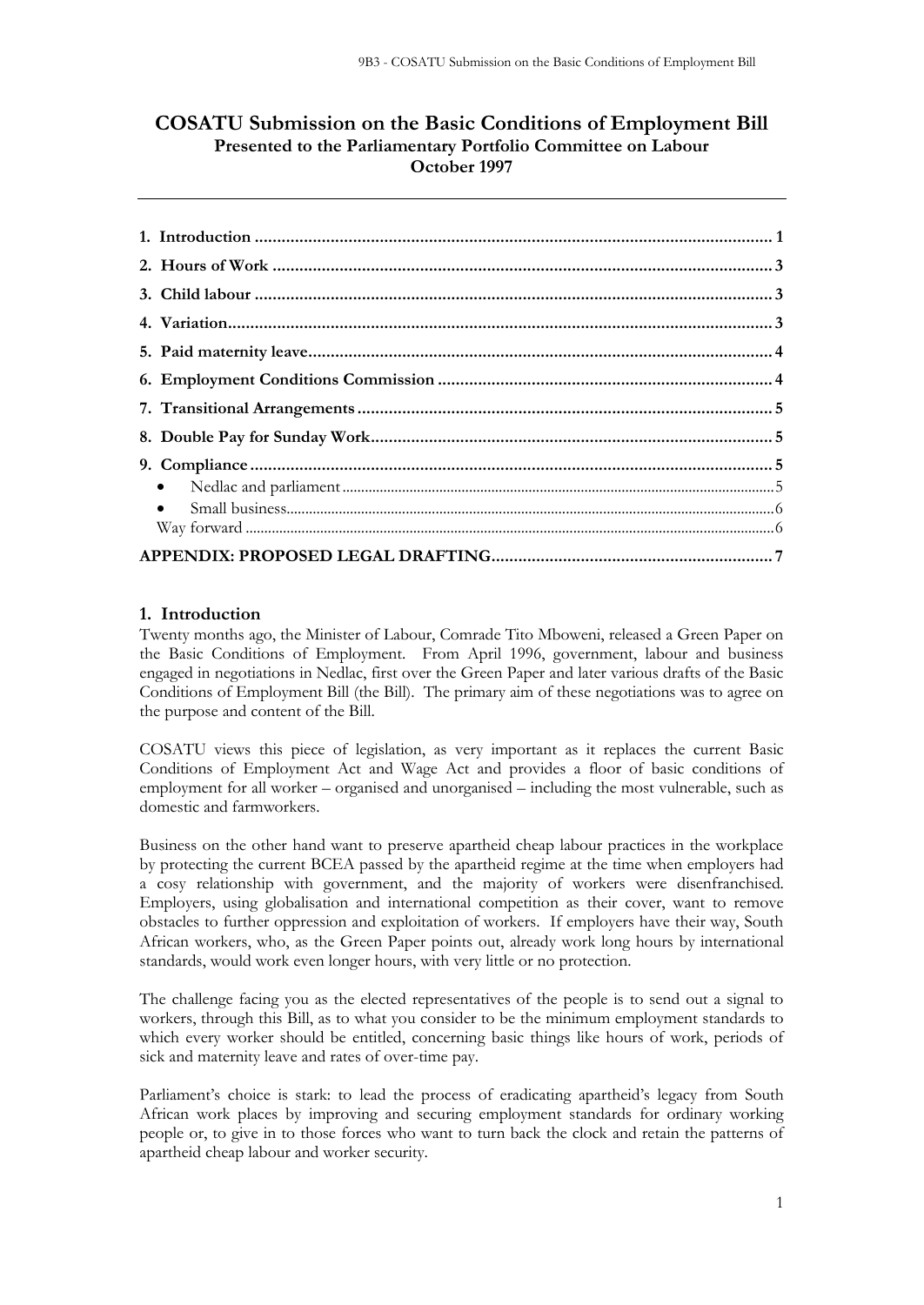# COSATU Submission on the Basic Conditions of Employment Bill

**Presented to the Parliamentary Portfolio Committee on Labour**
**October 1997**

---

| | |
|---|---|
| **1. Introduction** | **1** |
| **2. Hours of Work** | **3** |
| **3. Child labour** | **3** |
| **4. Variation** | **3** |
| **5. Paid maternity leave** | **4** |
| **6. Employment Conditions Commission** | **4** |
| **7. Transitional Arrangements** | **5** |
| **8. Double Pay for Sunday Work** | **5** |
| **9. Compliance** | **5** |
| • Nedlac and parliament | 5 |
| • Small business | 6 |
| Way forward | 6 |
| **APPENDIX: PROPOSED LEGAL DRAFTING** | **7** |

## 1. Introduction

Twenty months ago, the Minister of Labour, Comrade Tito Mboweni, released a Green Paper on the Basic Conditions of Employment. From April 1996, government, labour and business engaged in negotiations in Nedlac, first over the Green Paper and later various drafts of the Basic Conditions of Employment Bill (the Bill). The primary aim of these negotiations was to agree on the purpose and content of the Bill.

COSATU views this piece of legislation, as very important as it replaces the current Basic Conditions of Employment Act and Wage Act and provides a floor of basic conditions of employment for all worker – organised and unorganised – including the most vulnerable, such as domestic and farmworkers.

Business on the other hand want to preserve apartheid cheap labour practices in the workplace by protecting the current BCEA passed by the apartheid regime at the time when employers had a cosy relationship with government, and the majority of workers were disenfranchised. Employers, using globalisation and international competition as their cover, want to remove obstacles to further oppression and exploitation of workers. If employers have their way, South African workers, who, as the Green Paper points out, already work long hours by international standards, would work even longer hours, with very little or no protection.

The challenge facing you as the elected representatives of the people is to send out a signal to workers, through this Bill, as to what you consider to be the minimum employment standards to which every worker should be entitled, concerning basic things like hours of work, periods of sick and maternity leave and rates of over-time pay.

Parliament's choice is stark: to lead the process of eradicating apartheid's legacy from South African work places by improving and securing employment standards for ordinary working people or, to give in to those forces who want to turn back the clock and retain the patterns of apartheid cheap labour and worker security.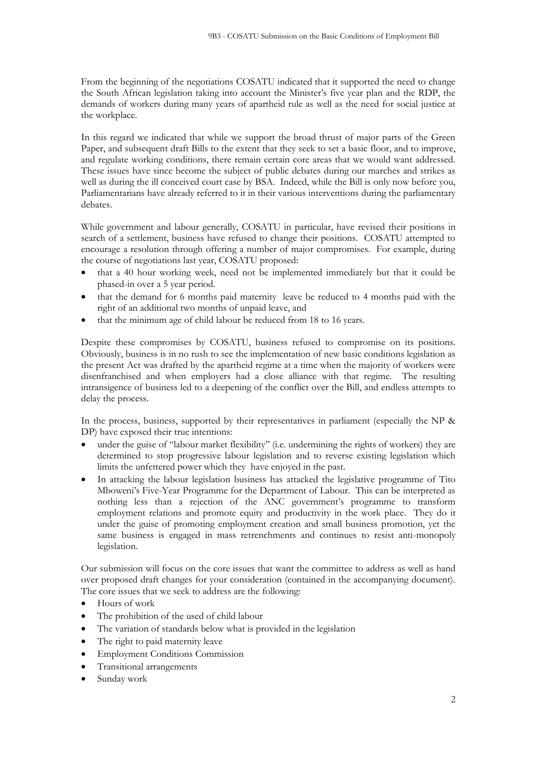From the beginning of the negotiations COSATU indicated that it supported the need to change the South African legislation taking into account the Minister's five year plan and the RDP, the demands of workers during many years of apartheid rule as well as the need for social justice at the workplace.

In this regard we indicated that while we support the broad thrust of major parts of the Green Paper, and subsequent draft Bills to the extent that they seek to set a basic floor, and to improve, and regulate working conditions, there remain certain core areas that we would want addressed. These issues have since become the subject of public debates during our marches and strikes as well as during the ill conceived court case by BSA. Indeed, while the Bill is only now before you, Parliamentarians have already referred to it in their various interventions during the parliamentary debates.

While government and labour generally, COSATU in particular, have revised their positions in search of a settlement, business have refused to change their positions. COSATU attempted to encourage a resolution through offering a number of major compromises. For example, during the course of negotiations last year, COSATU proposed:

- that a 40 hour working week, need not be implemented immediately but that it could be phased-in over a 5 year period.
- that the demand for 6 months paid maternity leave be reduced to 4 months paid with the right of an additional two months of unpaid leave, and
- that the minimum age of child labour be reduced from 18 to 16 years.

Despite these compromises by COSATU, business refused to compromise on its positions. Obviously, business is in no rush to see the implementation of new basic conditions legislation as the present Act was drafted by the apartheid regime at a time when the majority of workers were disenfranchised and when employers had a close alliance with that regime. The resulting intransigence of business led to a deepening of the conflict over the Bill, and endless attempts to delay the process.

In the process, business, supported by their representatives in parliament (especially the NP & DP) have exposed their true intentions:

- under the guise of "labour market flexibility" (i.e. undermining the rights of workers) they are determined to stop progressive labour legislation and to reverse existing legislation which limits the unfettered power which they have enjoyed in the past.
- In attacking the labour legislation business has attacked the legislative programme of Tito Mboweni's Five-Year Programme for the Department of Labour. This can be interpreted as nothing less than a rejection of the ANC government's programme to transform employment relations and promote equity and productivity in the work place. They do it under the guise of promoting employment creation and small business promotion, yet the same business is engaged in mass retrenchments and continues to resist anti-monopoly legislation.

Our submission will focus on the core issues that want the committee to address as well as hand over proposed draft changes for your consideration (contained in the accompanying document). The core issues that we seek to address are the following:

- Hours of work
- The prohibition of the used of child labour
- The variation of standards below what is provided in the legislation
- The right to paid maternity leave
- Employment Conditions Commission
- Transitional arrangements
- Sunday work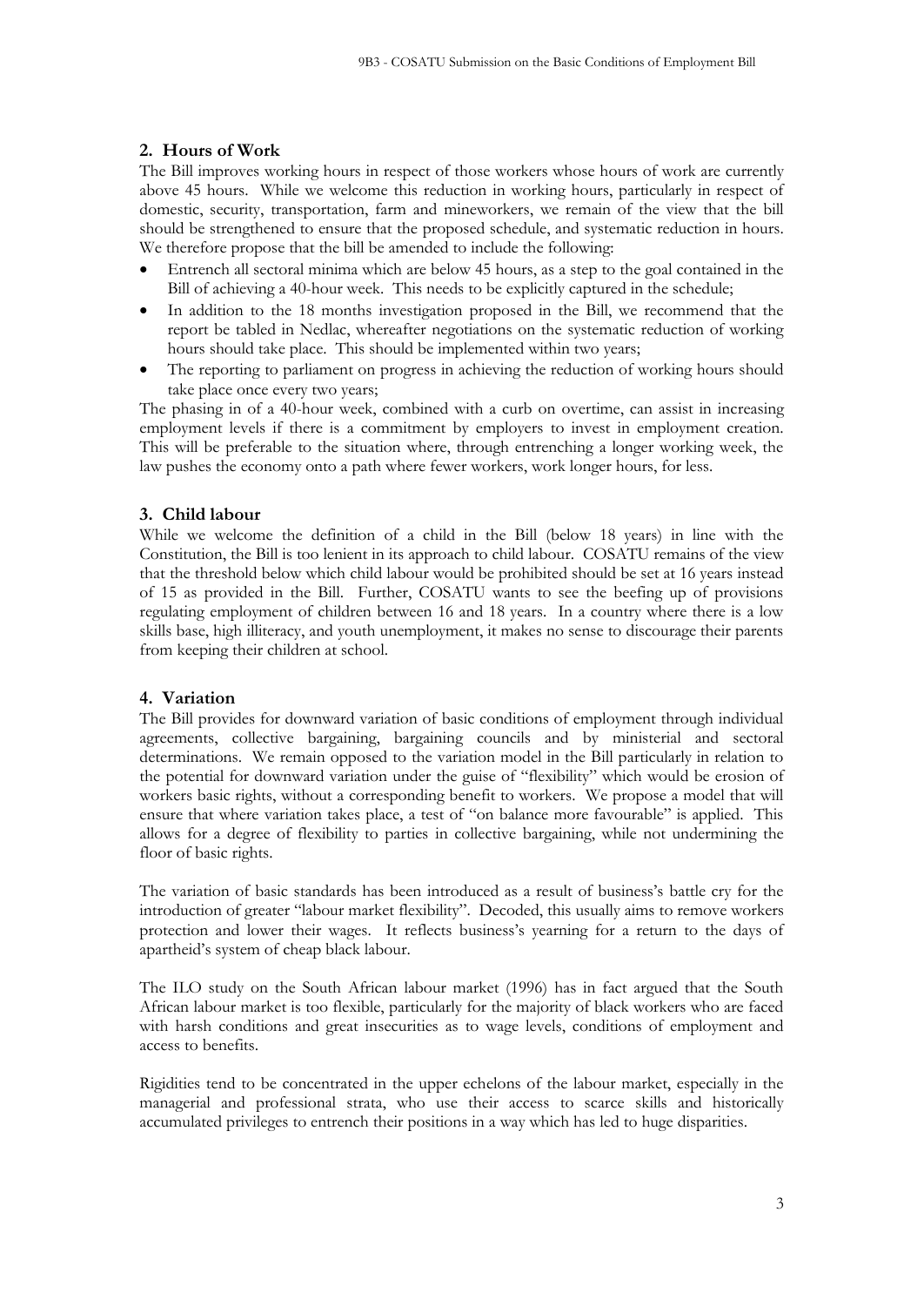## 2. Hours of Work

The Bill improves working hours in respect of those workers whose hours of work are currently above 45 hours. While we welcome this reduction in working hours, particularly in respect of domestic, security, transportation, farm and mineworkers, we remain of the view that the bill should be strengthened to ensure that the proposed schedule, and systematic reduction in hours. We therefore propose that the bill be amended to include the following:

- Entrench all sectoral minima which are below 45 hours, as a step to the goal contained in the Bill of achieving a 40-hour week. This needs to be explicitly captured in the schedule;
- In addition to the 18 months investigation proposed in the Bill, we recommend that the report be tabled in Nedlac, whereafter negotiations on the systematic reduction of working hours should take place. This should be implemented within two years;
- The reporting to parliament on progress in achieving the reduction of working hours should take place once every two years;

The phasing in of a 40-hour week, combined with a curb on overtime, can assist in increasing employment levels if there is a commitment by employers to invest in employment creation. This will be preferable to the situation where, through entrenching a longer working week, the law pushes the economy onto a path where fewer workers, work longer hours, for less.

## 3. Child labour

While we welcome the definition of a child in the Bill (below 18 years) in line with the Constitution, the Bill is too lenient in its approach to child labour. COSATU remains of the view that the threshold below which child labour would be prohibited should be set at 16 years instead of 15 as provided in the Bill. Further, COSATU wants to see the beefing up of provisions regulating employment of children between 16 and 18 years. In a country where there is a low skills base, high illiteracy, and youth unemployment, it makes no sense to discourage their parents from keeping their children at school.

## 4. Variation

The Bill provides for downward variation of basic conditions of employment through individual agreements, collective bargaining, bargaining councils and by ministerial and sectoral determinations. We remain opposed to the variation model in the Bill particularly in relation to the potential for downward variation under the guise of "flexibility" which would be erosion of workers basic rights, without a corresponding benefit to workers. We propose a model that will ensure that where variation takes place, a test of "on balance more favourable" is applied. This allows for a degree of flexibility to parties in collective bargaining, while not undermining the floor of basic rights.

The variation of basic standards has been introduced as a result of business's battle cry for the introduction of greater "labour market flexibility". Decoded, this usually aims to remove workers protection and lower their wages. It reflects business's yearning for a return to the days of apartheid's system of cheap black labour.

The ILO study on the South African labour market (1996) has in fact argued that the South African labour market is too flexible, particularly for the majority of black workers who are faced with harsh conditions and great insecurities as to wage levels, conditions of employment and access to benefits.

Rigidities tend to be concentrated in the upper echelons of the labour market, especially in the managerial and professional strata, who use their access to scarce skills and historically accumulated privileges to entrench their positions in a way which has led to huge disparities.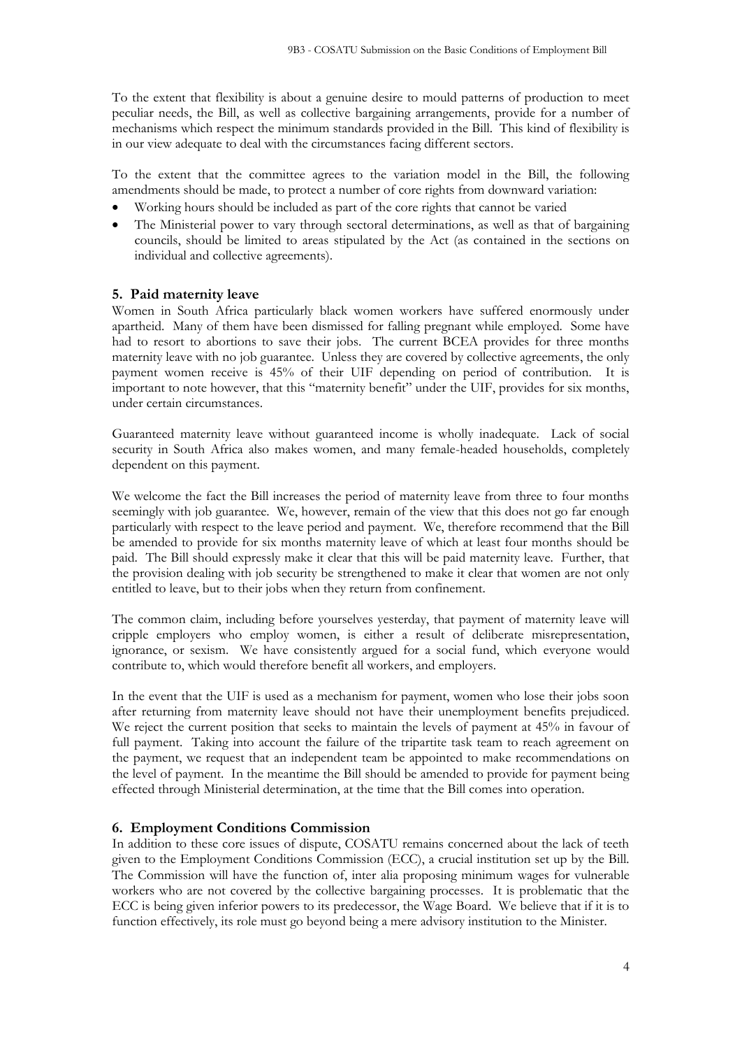To the extent that flexibility is about a genuine desire to mould patterns of production to meet peculiar needs, the Bill, as well as collective bargaining arrangements, provide for a number of mechanisms which respect the minimum standards provided in the Bill. This kind of flexibility is in our view adequate to deal with the circumstances facing different sectors.

To the extent that the committee agrees to the variation model in the Bill, the following amendments should be made, to protect a number of core rights from downward variation:

- Working hours should be included as part of the core rights that cannot be varied
- The Ministerial power to vary through sectoral determinations, as well as that of bargaining councils, should be limited to areas stipulated by the Act (as contained in the sections on individual and collective agreements).

## 5. Paid maternity leave

Women in South Africa particularly black women workers have suffered enormously under apartheid. Many of them have been dismissed for falling pregnant while employed. Some have had to resort to abortions to save their jobs. The current BCEA provides for three months maternity leave with no job guarantee. Unless they are covered by collective agreements, the only payment women receive is 45% of their UIF depending on period of contribution. It is important to note however, that this "maternity benefit" under the UIF, provides for six months, under certain circumstances.

Guaranteed maternity leave without guaranteed income is wholly inadequate. Lack of social security in South Africa also makes women, and many female-headed households, completely dependent on this payment.

We welcome the fact the Bill increases the period of maternity leave from three to four months seemingly with job guarantee. We, however, remain of the view that this does not go far enough particularly with respect to the leave period and payment. We, therefore recommend that the Bill be amended to provide for six months maternity leave of which at least four months should be paid. The Bill should expressly make it clear that this will be paid maternity leave. Further, that the provision dealing with job security be strengthened to make it clear that women are not only entitled to leave, but to their jobs when they return from confinement.

The common claim, including before yourselves yesterday, that payment of maternity leave will cripple employers who employ women, is either a result of deliberate misrepresentation, ignorance, or sexism. We have consistently argued for a social fund, which everyone would contribute to, which would therefore benefit all workers, and employers.

In the event that the UIF is used as a mechanism for payment, women who lose their jobs soon after returning from maternity leave should not have their unemployment benefits prejudiced. We reject the current position that seeks to maintain the levels of payment at 45% in favour of full payment. Taking into account the failure of the tripartite task team to reach agreement on the payment, we request that an independent team be appointed to make recommendations on the level of payment. In the meantime the Bill should be amended to provide for payment being effected through Ministerial determination, at the time that the Bill comes into operation.

## 6. Employment Conditions Commission

In addition to these core issues of dispute, COSATU remains concerned about the lack of teeth given to the Employment Conditions Commission (ECC), a crucial institution set up by the Bill. The Commission will have the function of, inter alia proposing minimum wages for vulnerable workers who are not covered by the collective bargaining processes. It is problematic that the ECC is being given inferior powers to its predecessor, the Wage Board. We believe that if it is to function effectively, its role must go beyond being a mere advisory institution to the Minister.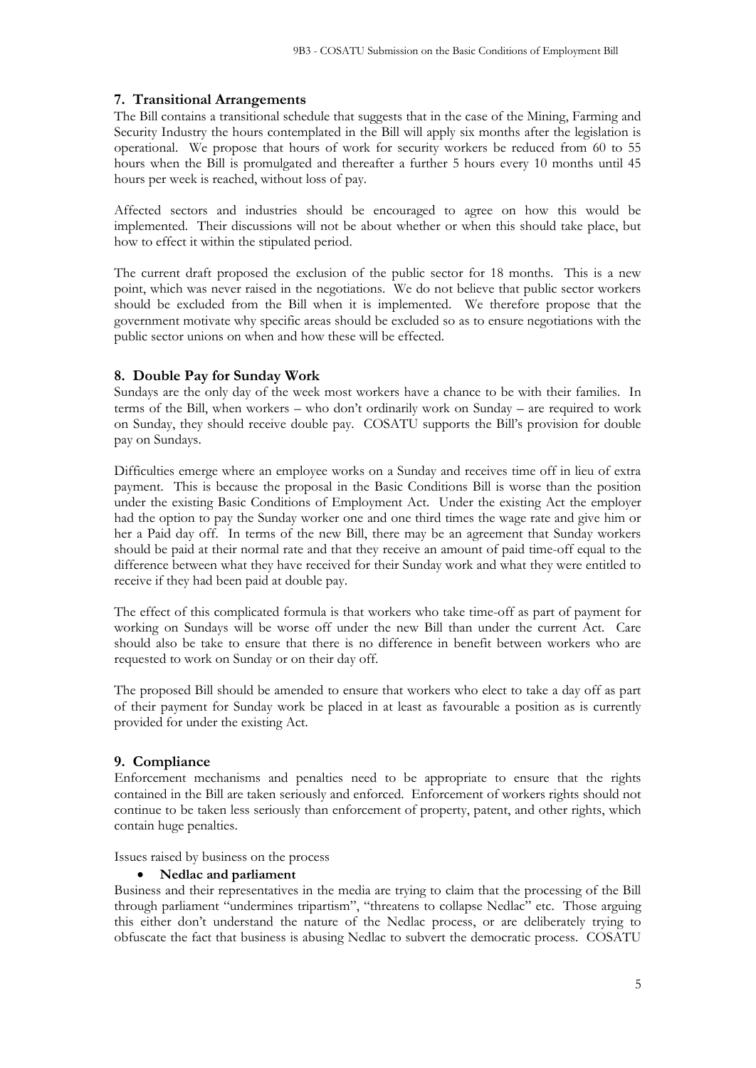## 7. Transitional Arrangements

The Bill contains a transitional schedule that suggests that in the case of the Mining, Farming and Security Industry the hours contemplated in the Bill will apply six months after the legislation is operational. We propose that hours of work for security workers be reduced from 60 to 55 hours when the Bill is promulgated and thereafter a further 5 hours every 10 months until 45 hours per week is reached, without loss of pay.

Affected sectors and industries should be encouraged to agree on how this would be implemented. Their discussions will not be about whether or when this should take place, but how to effect it within the stipulated period.

The current draft proposed the exclusion of the public sector for 18 months. This is a new point, which was never raised in the negotiations. We do not believe that public sector workers should be excluded from the Bill when it is implemented. We therefore propose that the government motivate why specific areas should be excluded so as to ensure negotiations with the public sector unions on when and how these will be effected.

## 8. Double Pay for Sunday Work

Sundays are the only day of the week most workers have a chance to be with their families. In terms of the Bill, when workers – who don't ordinarily work on Sunday – are required to work on Sunday, they should receive double pay. COSATU supports the Bill's provision for double pay on Sundays.

Difficulties emerge where an employee works on a Sunday and receives time off in lieu of extra payment. This is because the proposal in the Basic Conditions Bill is worse than the position under the existing Basic Conditions of Employment Act. Under the existing Act the employer had the option to pay the Sunday worker one and one third times the wage rate and give him or her a Paid day off. In terms of the new Bill, there may be an agreement that Sunday workers should be paid at their normal rate and that they receive an amount of paid time-off equal to the difference between what they have received for their Sunday work and what they were entitled to receive if they had been paid at double pay.

The effect of this complicated formula is that workers who take time-off as part of payment for working on Sundays will be worse off under the new Bill than under the current Act. Care should also be take to ensure that there is no difference in benefit between workers who are requested to work on Sunday or on their day off.

The proposed Bill should be amended to ensure that workers who elect to take a day off as part of their payment for Sunday work be placed in at least as favourable a position as is currently provided for under the existing Act.

## 9. Compliance

Enforcement mechanisms and penalties need to be appropriate to ensure that the rights contained in the Bill are taken seriously and enforced. Enforcement of workers rights should not continue to be taken less seriously than enforcement of property, patent, and other rights, which contain huge penalties.

Issues raised by business on the process

- **Nedlac and parliament**

Business and their representatives in the media are trying to claim that the processing of the Bill through parliament "undermines tripartism", "threatens to collapse Nedlac" etc. Those arguing this either don't understand the nature of the Nedlac process, or are deliberately trying to obfuscate the fact that business is abusing Nedlac to subvert the democratic process. COSATU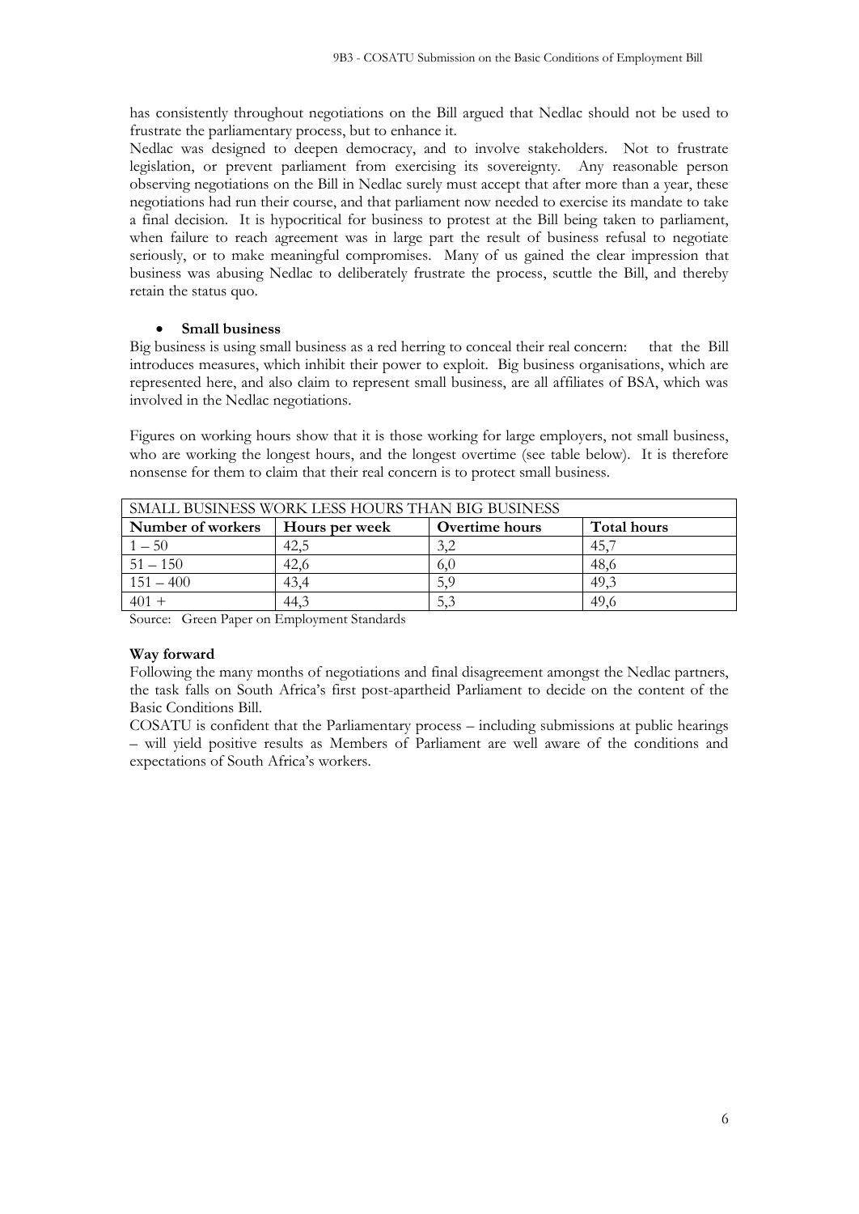has consistently throughout negotiations on the Bill argued that Nedlac should not be used to frustrate the parliamentary process, but to enhance it.

Nedlac was designed to deepen democracy, and to involve stakeholders. Not to frustrate legislation, or prevent parliament from exercising its sovereignty. Any reasonable person observing negotiations on the Bill in Nedlac surely must accept that after more than a year, these negotiations had run their course, and that parliament now needed to exercise its mandate to take a final decision. It is hypocritical for business to protest at the Bill being taken to parliament, when failure to reach agreement was in large part the result of business refusal to negotiate seriously, or to make meaningful compromises. Many of us gained the clear impression that business was abusing Nedlac to deliberately frustrate the process, scuttle the Bill, and thereby retain the status quo.

- **Small business**

Big business is using small business as a red herring to conceal their real concern: that the Bill introduces measures, which inhibit their power to exploit. Big business organisations, which are represented here, and also claim to represent small business, are all affiliates of BSA, which was involved in the Nedlac negotiations.

Figures on working hours show that it is those working for large employers, not small business, who are working the longest hours, and the longest overtime (see table below). It is therefore nonsense for them to claim that their real concern is to protect small business.

| SMALL BUSINESS WORK LESS HOURS THAN BIG BUSINESS | | | |
|---|---|---|---|
| **Number of workers** | **Hours per week** | **Overtime hours** | **Total hours** |
| 1 – 50 | 42,5 | 3,2 | 45,7 |
| 51 – 150 | 42,6 | 6,0 | 48,6 |
| 151 – 400 | 43,4 | 5,9 | 49,3 |
| 401 + | 44,3 | 5,3 | 49,6 |

Source: Green Paper on Employment Standards

**Way forward**

Following the many months of negotiations and final disagreement amongst the Nedlac partners, the task falls on South Africa's first post-apartheid Parliament to decide on the content of the Basic Conditions Bill.

COSATU is confident that the Parliamentary process – including submissions at public hearings – will yield positive results as Members of Parliament are well aware of the conditions and expectations of South Africa's workers.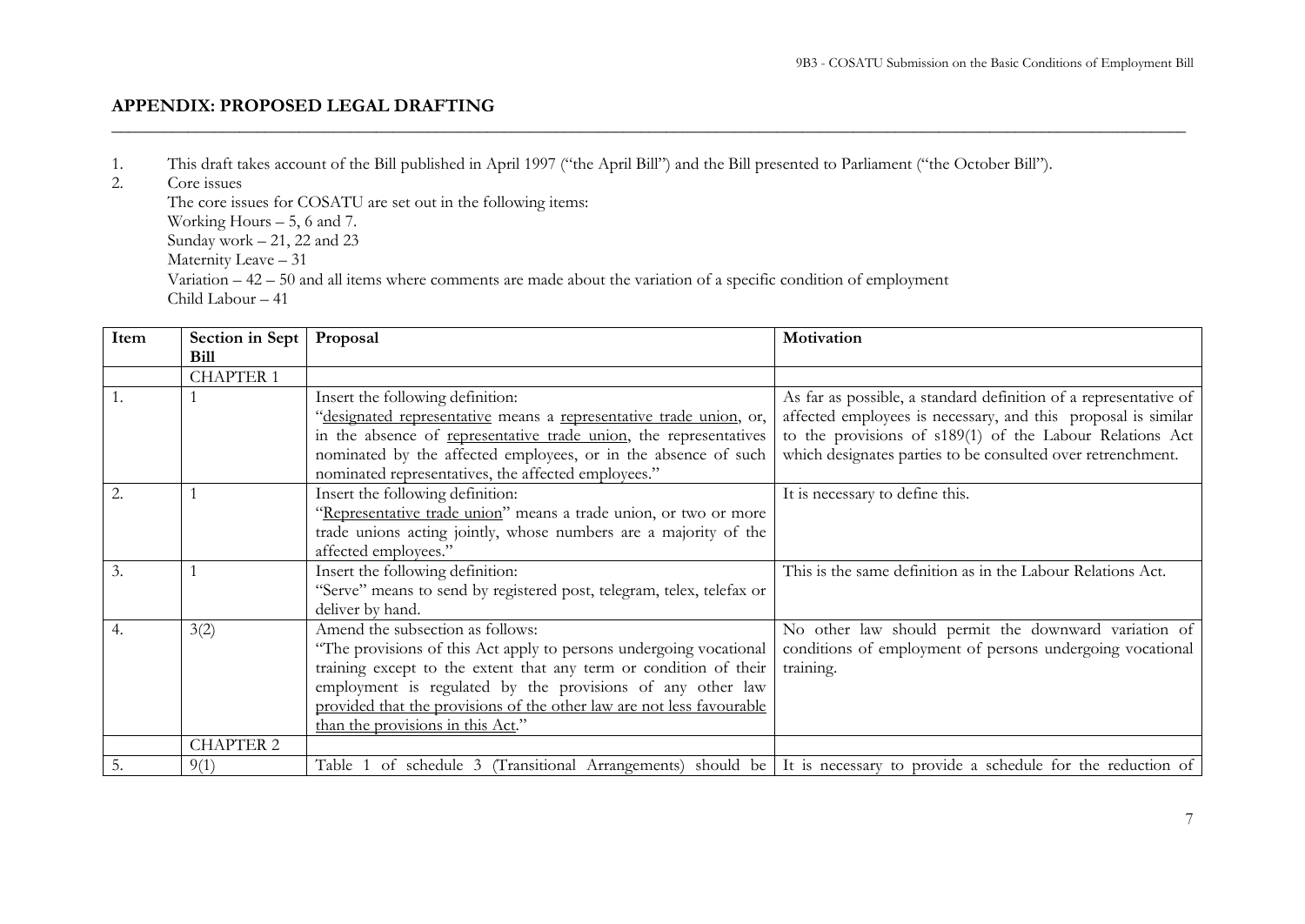## APPENDIX: PROPOSED LEGAL DRAFTING

1. This draft takes account of the Bill published in April 1997 ("the April Bill") and the Bill presented to Parliament ("the October Bill").
2. Core issues

   The core issues for COSATU are set out in the following items:

   Working Hours – 5, 6 and 7.

   Sunday work – 21, 22 and 23

   Maternity Leave – 31

   Variation – 42 – 50 and all items where comments are made about the variation of a specific condition of employment

   Child Labour – 41

| Item | Section in Sept Bill | Proposal | Motivation |
|---|---|---|---|
| | CHAPTER 1 | | |
| 1. | 1 | Insert the following definition: "designated representative means a representative trade union, or, in the absence of representative trade union, the representatives nominated by the affected employees, or in the absence of such nominated representatives, the affected employees." | As far as possible, a standard definition of a representative of affected employees is necessary, and this proposal is similar to the provisions of s189(1) of the Labour Relations Act which designates parties to be consulted over retrenchment. |
| 2. | 1 | Insert the following definition: "Representative trade union" means a trade union, or two or more trade unions acting jointly, whose numbers are a majority of the affected employees." | It is necessary to define this. |
| 3. | 1 | Insert the following definition: "Serve" means to send by registered post, telegram, telex, telefax or deliver by hand. | This is the same definition as in the Labour Relations Act. |
| 4. | 3(2) | Amend the subsection as follows: "The provisions of this Act apply to persons undergoing vocational training except to the extent that any term or condition of their employment is regulated by the provisions of any other law provided that the provisions of the other law are not less favourable than the provisions in this Act." | No other law should permit the downward variation of conditions of employment of persons undergoing vocational training. |
| | CHAPTER 2 | | |
| 5. | 9(1) | Table 1 of schedule 3 (Transitional Arrangements) should be | It is necessary to provide a schedule for the reduction of |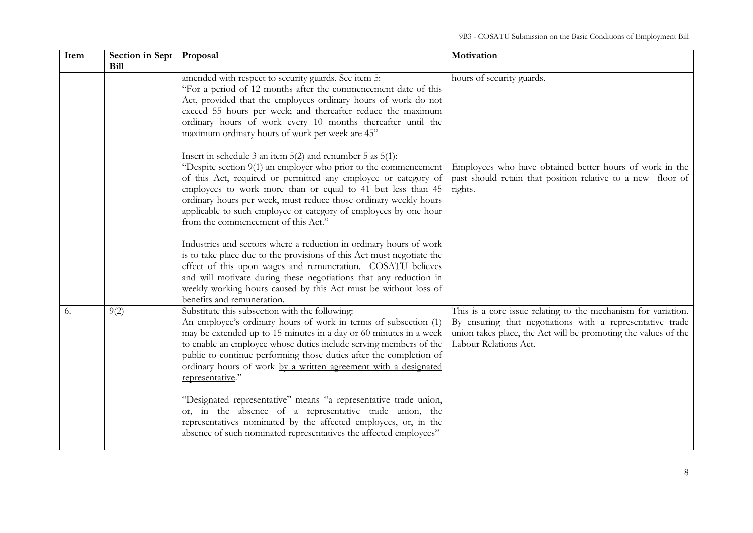| Item | Section in Sept Bill | Proposal | Motivation |
|---|---|---|---|
| | | amended with respect to security guards. See item 5: "For a period of 12 months after the commencement date of this Act, provided that the employees ordinary hours of work do not exceed 55 hours per week; and thereafter reduce the maximum ordinary hours of work every 10 months thereafter until the maximum ordinary hours of work per week are 45"<br><br>Insert in schedule 3 an item 5(2) and renumber 5 as 5(1): "Despite section 9(1) an employer who prior to the commencement of this Act, required or permitted any employee or category of employees to work more than or equal to 41 but less than 45 ordinary hours per week, must reduce those ordinary weekly hours applicable to such employee or category of employees by one hour from the commencement of this Act."<br><br>Industries and sectors where a reduction in ordinary hours of work is to take place due to the provisions of this Act must negotiate the effect of this upon wages and remuneration. COSATU believes and will motivate during these negotiations that any reduction in weekly working hours caused by this Act must be without loss of benefits and remuneration. | hours of security guards.<br><br>Employees who have obtained better hours of work in the past should retain that position relative to a new floor of rights. |
| 6. | 9(2) | Substitute this subsection with the following: An employee's ordinary hours of work in terms of subsection (1) may be extended up to 15 minutes in a day or 60 minutes in a week to enable an employee whose duties include serving members of the public to continue performing those duties after the completion of ordinary hours of work <u>by a written agreement with a designated representative</u>."<br><br>"Designated representative" means "a <u>representative trade union</u>, or, in the absence of a <u>representative trade union</u>, the representatives nominated by the affected employees, or, in the absence of such nominated representatives the affected employees" | This is a core issue relating to the mechanism for variation. By ensuring that negotiations with a representative trade union takes place, the Act will be promoting the values of the Labour Relations Act. |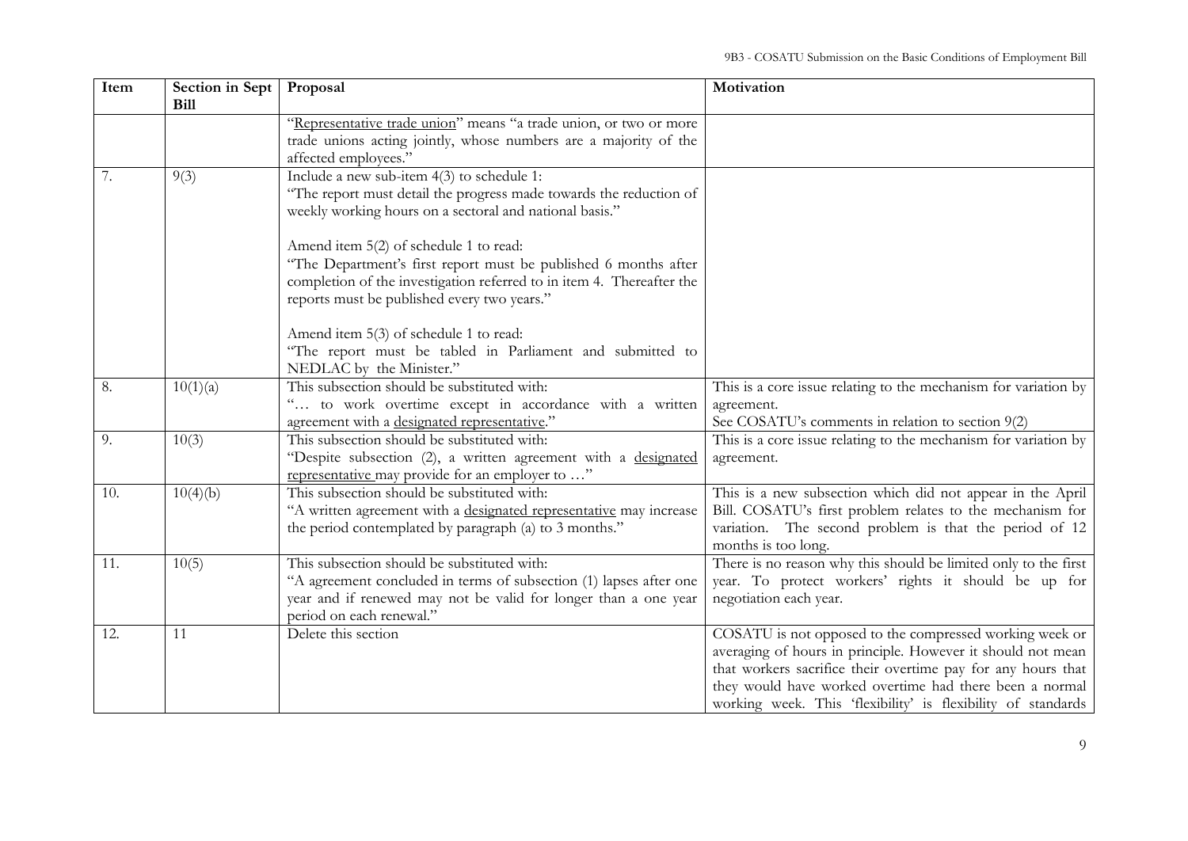| Item | Section in Sept Bill | Proposal | Motivation |
|---|---|---|---|
| | | "Representative trade union" means "a trade union, or two or more trade unions acting jointly, whose numbers are a majority of the affected employees." | |
| 7. | 9(3) | Include a new sub-item 4(3) to schedule 1:<br>"The report must detail the progress made towards the reduction of weekly working hours on a sectoral and national basis."<br><br>Amend item 5(2) of schedule 1 to read:<br>"The Department's first report must be published 6 months after completion of the investigation referred to in item 4. Thereafter the reports must be published every two years."<br><br>Amend item 5(3) of schedule 1 to read:<br>"The report must be tabled in Parliament and submitted to NEDLAC by the Minister." | |
| 8. | 10(1)(a) | This subsection should be substituted with:<br>"… to work overtime except in accordance with a written agreement with a designated representative." | This is a core issue relating to the mechanism for variation by agreement.<br>See COSATU's comments in relation to section 9(2) |
| 9. | 10(3) | This subsection should be substituted with:<br>"Despite subsection (2), a written agreement with a designated representative may provide for an employer to …" | This is a core issue relating to the mechanism for variation by agreement. |
| 10. | 10(4)(b) | This subsection should be substituted with:<br>"A written agreement with a designated representative may increase the period contemplated by paragraph (a) to 3 months." | This is a new subsection which did not appear in the April Bill. COSATU's first problem relates to the mechanism for variation. The second problem is that the period of 12 months is too long. |
| 11. | 10(5) | This subsection should be substituted with:<br>"A agreement concluded in terms of subsection (1) lapses after one year and if renewed may not be valid for longer than a one year period on each renewal." | There is no reason why this should be limited only to the first year. To protect workers' rights it should be up for negotiation each year. |
| 12. | 11 | Delete this section | COSATU is not opposed to the compressed working week or averaging of hours in principle. However it should not mean that workers sacrifice their overtime pay for any hours that they would have worked overtime had there been a normal working week. This 'flexibility' is flexibility of standards |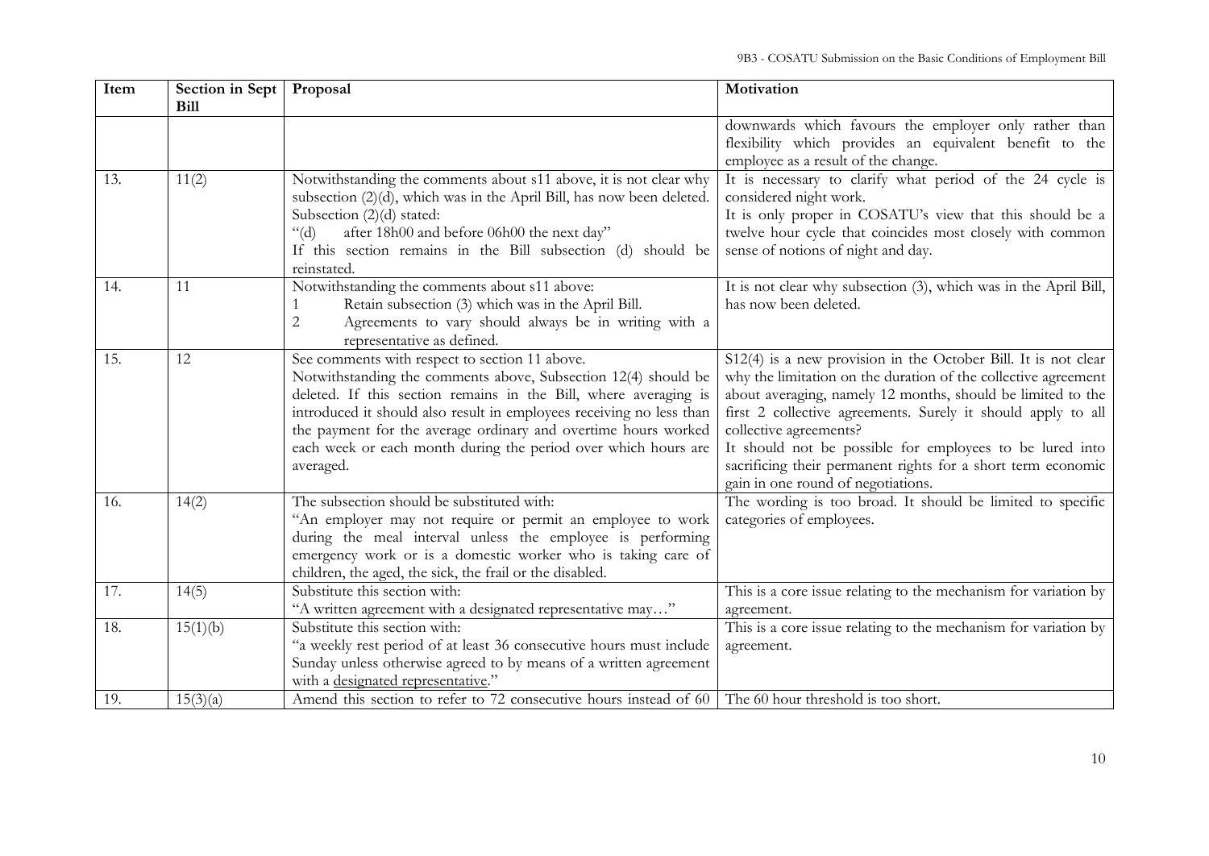| Item | Section in Sept Bill | Proposal | Motivation |
|---|---|---|---|
| | | | downwards which favours the employer only rather than flexibility which provides an equivalent benefit to the employee as a result of the change. |
| 13. | 11(2) | Notwithstanding the comments about s11 above, it is not clear why subsection (2)(d), which was in the April Bill, has now been deleted.<br>Subsection (2)(d) stated:<br>"(d) after 18h00 and before 06h00 the next day"<br>If this section remains in the Bill subsection (d) should be reinstated. | It is necessary to clarify what period of the 24 cycle is considered night work.<br>It is only proper in COSATU's view that this should be a twelve hour cycle that coincides most closely with common sense of notions of night and day. |
| 14. | 11 | Notwithstanding the comments about s11 above:<br>1 Retain subsection (3) which was in the April Bill.<br>2 Agreements to vary should always be in writing with a representative as defined. | It is not clear why subsection (3), which was in the April Bill, has now been deleted. |
| 15. | 12 | See comments with respect to section 11 above.<br>Notwithstanding the comments above, Subsection 12(4) should be deleted. If this section remains in the Bill, where averaging is introduced it should also result in employees receiving no less than the payment for the average ordinary and overtime hours worked each week or each month during the period over which hours are averaged. | S12(4) is a new provision in the October Bill. It is not clear why the limitation on the duration of the collective agreement about averaging, namely 12 months, should be limited to the first 2 collective agreements. Surely it should apply to all collective agreements?<br>It should not be possible for employees to be lured into sacrificing their permanent rights for a short term economic gain in one round of negotiations. |
| 16. | 14(2) | The subsection should be substituted with:<br>"An employer may not require or permit an employee to work during the meal interval unless the employee is performing emergency work or is a domestic worker who is taking care of children, the aged, the sick, the frail or the disabled. | The wording is too broad. It should be limited to specific categories of employees. |
| 17. | 14(5) | Substitute this section with:<br>"A written agreement with a designated representative may…" | This is a core issue relating to the mechanism for variation by agreement. |
| 18. | 15(1)(b) | Substitute this section with:<br>"a weekly rest period of at least 36 consecutive hours must include Sunday unless otherwise agreed to by means of a written agreement with a designated representative." | This is a core issue relating to the mechanism for variation by agreement. |
| 19. | 15(3)(a) | Amend this section to refer to 72 consecutive hours instead of 60 | The 60 hour threshold is too short. |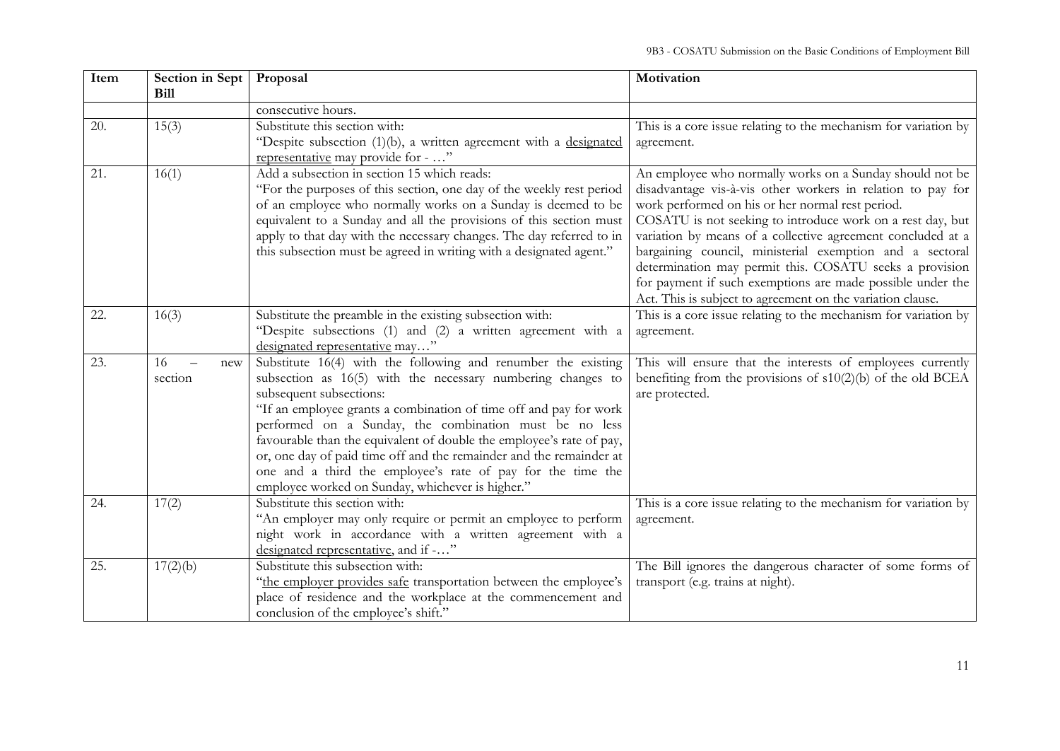| Item | Section in Sept Bill | Proposal | Motivation |
|---|---|---|---|
| | | consecutive hours. | |
| 20. | 15(3) | Substitute this section with: "Despite subsection (1)(b), a written agreement with a designated representative may provide for - …" | This is a core issue relating to the mechanism for variation by agreement. |
| 21. | 16(1) | Add a subsection in section 15 which reads: "For the purposes of this section, one day of the weekly rest period of an employee who normally works on a Sunday is deemed to be equivalent to a Sunday and all the provisions of this section must apply to that day with the necessary changes. The day referred to in this subsection must be agreed in writing with a designated agent." | An employee who normally works on a Sunday should not be disadvantage vis-à-vis other workers in relation to pay for work performed on his or her normal rest period. COSATU is not seeking to introduce work on a rest day, but variation by means of a collective agreement concluded at a bargaining council, ministerial exemption and a sectoral determination may permit this. COSATU seeks a provision for payment if such exemptions are made possible under the Act. This is subject to agreement on the variation clause. |
| 22. | 16(3) | Substitute the preamble in the existing subsection with: "Despite subsections (1) and (2) a written agreement with a designated representative may…" | This is a core issue relating to the mechanism for variation by agreement. |
| 23. | 16 – new section | Substitute 16(4) with the following and renumber the existing subsection as 16(5) with the necessary numbering changes to subsequent subsections: "If an employee grants a combination of time off and pay for work performed on a Sunday, the combination must be no less favourable than the equivalent of double the employee's rate of pay, or, one day of paid time off and the remainder and the remainder at one and a third the employee's rate of pay for the time the employee worked on Sunday, whichever is higher." | This will ensure that the interests of employees currently benefiting from the provisions of s10(2)(b) of the old BCEA are protected. |
| 24. | 17(2) | Substitute this section with: "An employer may only require or permit an employee to perform night work in accordance with a written agreement with a designated representative, and if -…" | This is a core issue relating to the mechanism for variation by agreement. |
| 25. | 17(2)(b) | Substitute this subsection with: "the employer provides safe transportation between the employee's place of residence and the workplace at the commencement and conclusion of the employee's shift." | The Bill ignores the dangerous character of some forms of transport (e.g. trains at night). |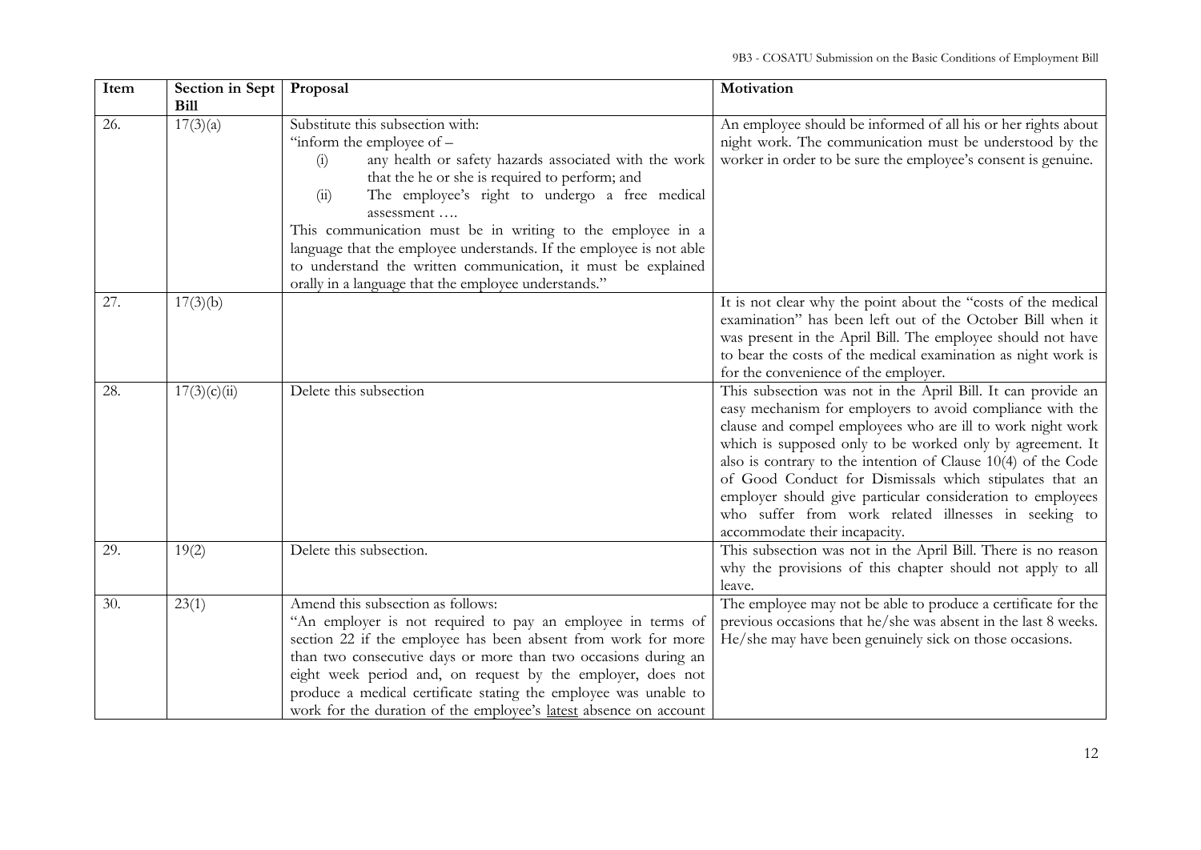| Item | Section in Sept Bill | Proposal | Motivation |
|---|---|---|---|
| 26. | 17(3)(a) | Substitute this subsection with: "inform the employee of – (i) any health or safety hazards associated with the work that the he or she is required to perform; and (ii) The employee's right to undergo a free medical assessment …. This communication must be in writing to the employee in a language that the employee understands. If the employee is not able to understand the written communication, it must be explained orally in a language that the employee understands." | An employee should be informed of all his or her rights about night work. The communication must be understood by the worker in order to be sure the employee's consent is genuine. |
| 27. | 17(3)(b) | | It is not clear why the point about the "costs of the medical examination" has been left out of the October Bill when it was present in the April Bill. The employee should not have to bear the costs of the medical examination as night work is for the convenience of the employer. |
| 28. | 17(3)(c)(ii) | Delete this subsection | This subsection was not in the April Bill. It can provide an easy mechanism for employers to avoid compliance with the clause and compel employees who are ill to work night work which is supposed only to be worked only by agreement. It also is contrary to the intention of Clause 10(4) of the Code of Good Conduct for Dismissals which stipulates that an employer should give particular consideration to employees who suffer from work related illnesses in seeking to accommodate their incapacity. |
| 29. | 19(2) | Delete this subsection. | This subsection was not in the April Bill. There is no reason why the provisions of this chapter should not apply to all leave. |
| 30. | 23(1) | Amend this subsection as follows: "An employer is not required to pay an employee in terms of section 22 if the employee has been absent from work for more than two consecutive days or more than two occasions during an eight week period and, on request by the employer, does not produce a medical certificate stating the employee was unable to work for the duration of the employee's <u>latest</u> absence on account | The employee may not be able to produce a certificate for the previous occasions that he/she was absent in the last 8 weeks. He/she may have been genuinely sick on those occasions. |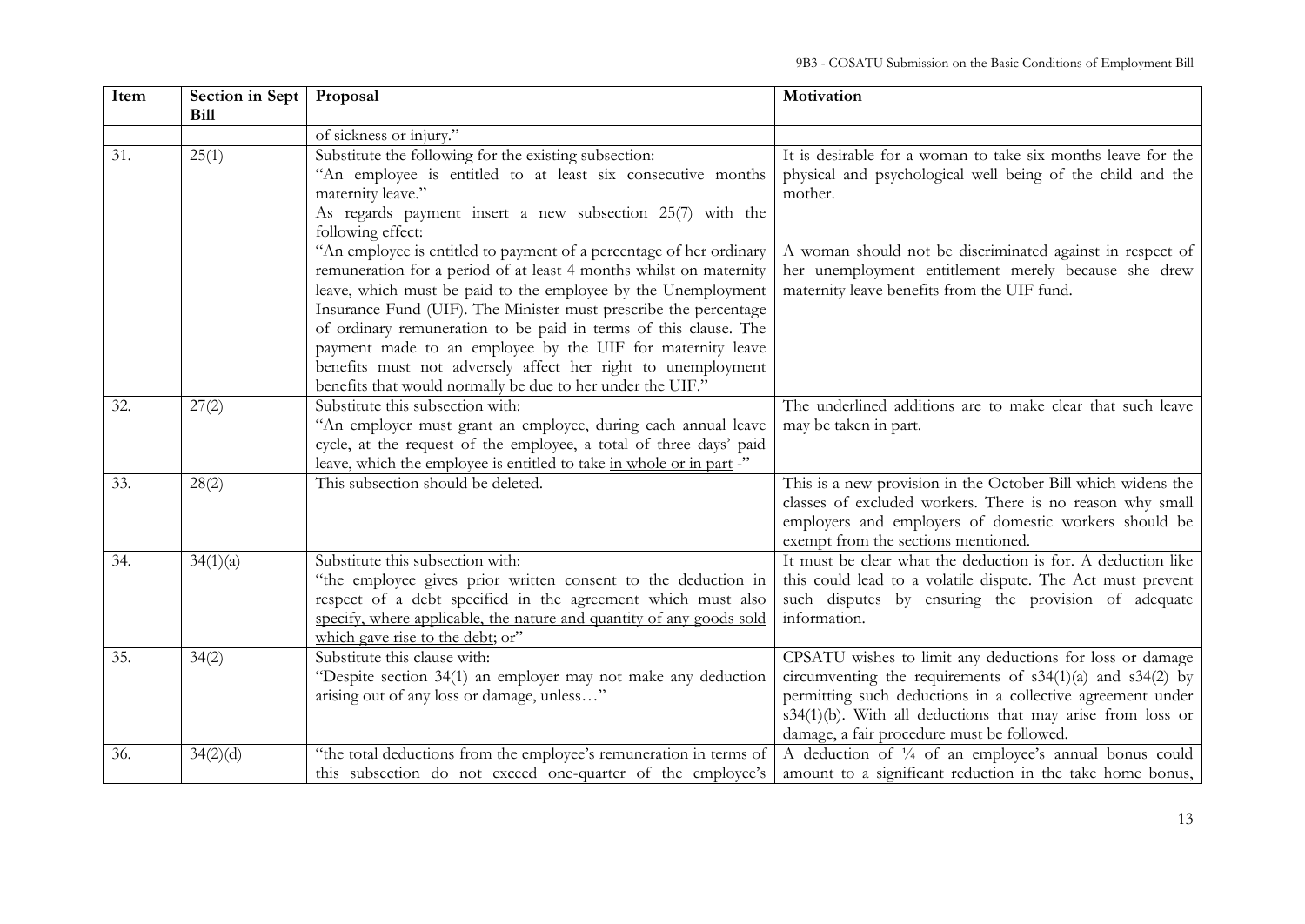| Item | Section in Sept Bill | Proposal | Motivation |
|---|---|---|---|
| | | of sickness or injury." | |
| 31. | 25(1) | Substitute the following for the existing subsection:<br>"An employee is entitled to at least six consecutive months maternity leave."<br>As regards payment insert a new subsection 25(7) with the following effect:<br>"An employee is entitled to payment of a percentage of her ordinary remuneration for a period of at least 4 months whilst on maternity leave, which must be paid to the employee by the Unemployment Insurance Fund (UIF). The Minister must prescribe the percentage of ordinary remuneration to be paid in terms of this clause. The payment made to an employee by the UIF for maternity leave benefits must not adversely affect her right to unemployment benefits that would normally be due to her under the UIF." | It is desirable for a woman to take six months leave for the physical and psychological well being of the child and the mother.<br><br>A woman should not be discriminated against in respect of her unemployment entitlement merely because she drew maternity leave benefits from the UIF fund. |
| 32. | 27(2) | Substitute this subsection with:<br>"An employer must grant an employee, during each annual leave cycle, at the request of the employee, a total of three days' paid leave, which the employee is entitled to take <u>in whole or in part</u> -" | The underlined additions are to make clear that such leave may be taken in part. |
| 33. | 28(2) | This subsection should be deleted. | This is a new provision in the October Bill which widens the classes of excluded workers. There is no reason why small employers and employers of domestic workers should be exempt from the sections mentioned. |
| 34. | 34(1)(a) | Substitute this subsection with:<br>"the employee gives prior written consent to the deduction in respect of a debt specified in the agreement <u>which must also specify, where applicable, the nature and quantity of any goods sold which gave rise to the debt</u>; or" | It must be clear what the deduction is for. A deduction like this could lead to a volatile dispute. The Act must prevent such disputes by ensuring the provision of adequate information. |
| 35. | 34(2) | Substitute this clause with:<br>"Despite section 34(1) an employer may not make any deduction arising out of any loss or damage, unless…" | CPSATU wishes to limit any deductions for loss or damage circumventing the requirements of s34(1)(a) and s34(2) by permitting such deductions in a collective agreement under s34(1)(b). With all deductions that may arise from loss or damage, a fair procedure must be followed. |
| 36. | 34(2)(d) | "the total deductions from the employee's remuneration in terms of this subsection do not exceed one-quarter of the employee's | A deduction of ¼ of an employee's annual bonus could amount to a significant reduction in the take home bonus, |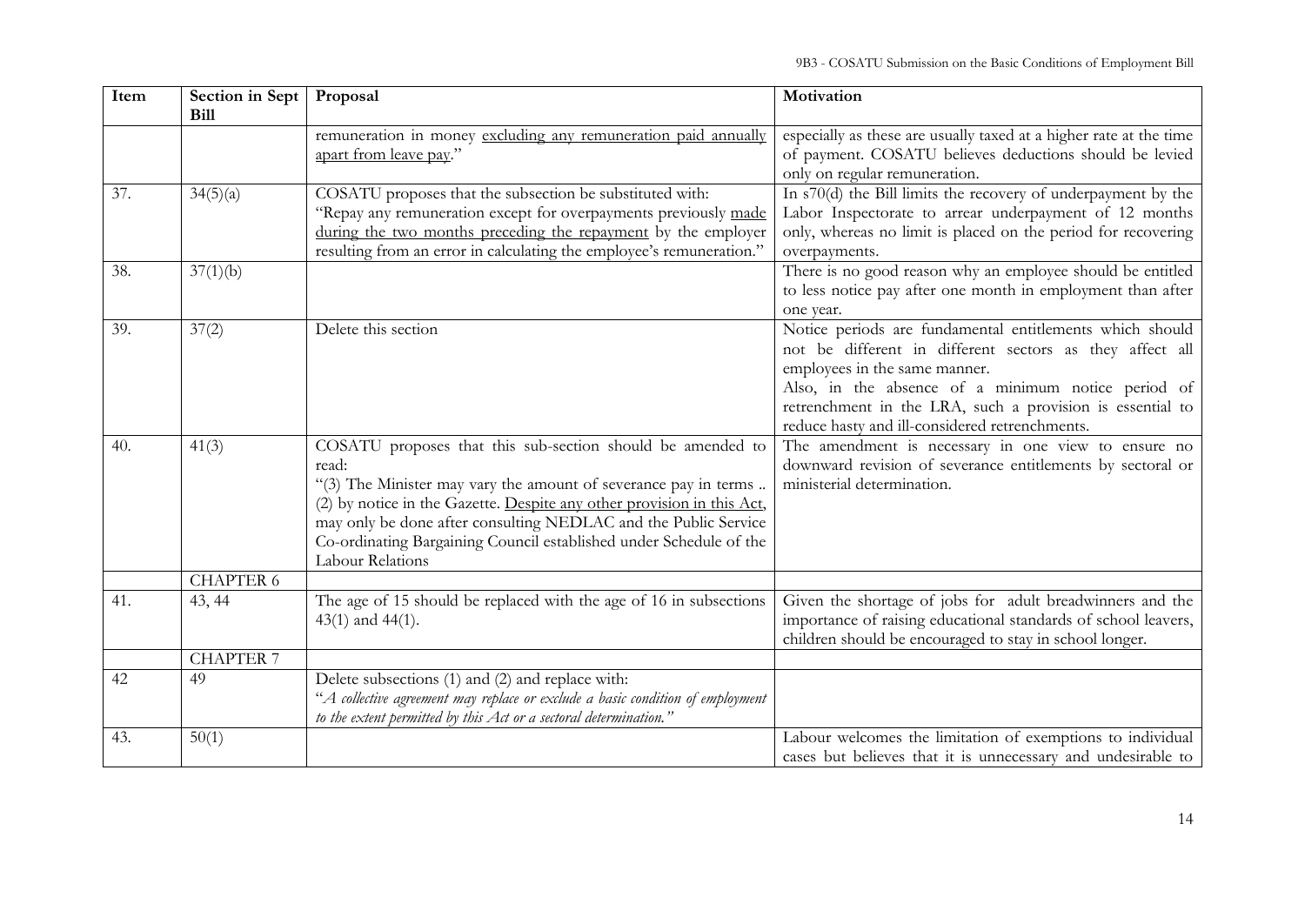| Item | Section in Sept Bill | Proposal | Motivation |
|---|---|---|---|
| | | remuneration in money excluding any remuneration paid annually apart from leave pay." | especially as these are usually taxed at a higher rate at the time of payment. COSATU believes deductions should be levied only on regular remuneration. |
| 37. | 34(5)(a) | COSATU proposes that the subsection be substituted with: "Repay any remuneration except for overpayments previously made during the two months preceding the repayment by the employer resulting from an error in calculating the employee's remuneration." | In s70(d) the Bill limits the recovery of underpayment by the Labor Inspectorate to arrear underpayment of 12 months only, whereas no limit is placed on the period for recovering overpayments. |
| 38. | 37(1)(b) | | There is no good reason why an employee should be entitled to less notice pay after one month in employment than after one year. |
| 39. | 37(2) | Delete this section | Notice periods are fundamental entitlements which should not be different in different sectors as they affect all employees in the same manner. Also, in the absence of a minimum notice period of retrenchment in the LRA, such a provision is essential to reduce hasty and ill-considered retrenchments. |
| 40. | 41(3) | COSATU proposes that this sub-section should be amended to read: "(3) The Minister may vary the amount of severance pay in terms .. (2) by notice in the Gazette. Despite any other provision in this Act, may only be done after consulting NEDLAC and the Public Service Co-ordinating Bargaining Council established under Schedule of the Labour Relations | The amendment is necessary in one view to ensure no downward revision of severance entitlements by sectoral or ministerial determination. |
| | CHAPTER 6 | | |
| 41. | 43, 44 | The age of 15 should be replaced with the age of 16 in subsections 43(1) and 44(1). | Given the shortage of jobs for adult breadwinners and the importance of raising educational standards of school leavers, children should be encouraged to stay in school longer. |
| | CHAPTER 7 | | |
| 42 | 49 | Delete subsections (1) and (2) and replace with: "*A collective agreement may replace or exclude a basic condition of employment to the extent permitted by this Act or a sectoral determination.*" | |
| 43. | 50(1) | | Labour welcomes the limitation of exemptions to individual cases but believes that it is unnecessary and undesirable to |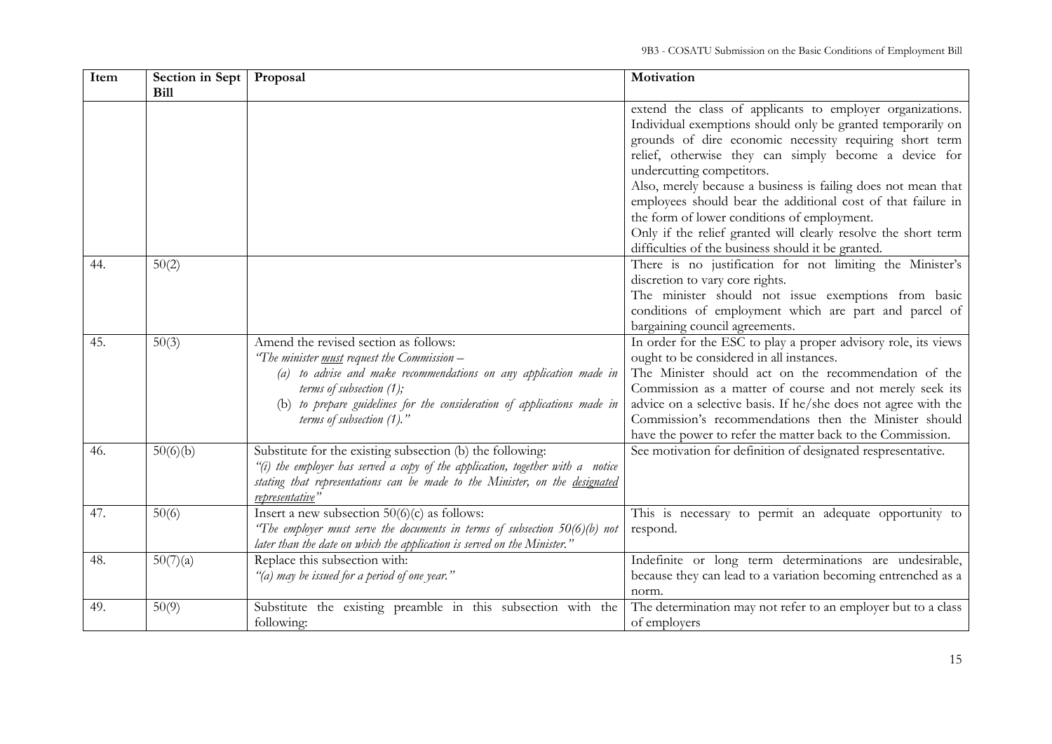| Item | Section in Sept Bill | Proposal | Motivation |
|---|---|---|---|
| | | | extend the class of applicants to employer organizations. Individual exemptions should only be granted temporarily on grounds of dire economic necessity requiring short term relief, otherwise they can simply become a device for undercutting competitors.<br>Also, merely because a business is failing does not mean that employees should bear the additional cost of that failure in the form of lower conditions of employment.<br>Only if the relief granted will clearly resolve the short term difficulties of the business should it be granted. |
| 44. | 50(2) | | There is no justification for not limiting the Minister's discretion to vary core rights.<br>The minister should not issue exemptions from basic conditions of employment which are part and parcel of bargaining council agreements. |
| 45. | 50(3) | Amend the revised section as follows:<br>*"The minister <u>must</u> request the Commission –*<br>*(a) to advise and make recommendations on any application made in terms of subsection (1);*<br>(b) *to prepare guidelines for the consideration of applications made in terms of subsection (1)."* | In order for the ESC to play a proper advisory role, its views ought to be considered in all instances.<br>The Minister should act on the recommendation of the Commission as a matter of course and not merely seek its advice on a selective basis. If he/she does not agree with the Commission's recommendations then the Minister should have the power to refer the matter back to the Commission. |
| 46. | 50(6)(b) | Substitute for the existing subsection (b) the following:<br>*"(i) the employer has served a copy of the application, together with a notice stating that representations can be made to the Minister, on the <u>designated representative</u>"* | See motivation for definition of designated respresentative. |
| 47. | 50(6) | Insert a new subsection 50(6)(c) as follows:<br>*"The employer must serve the documents in terms of subsection 50(6)(b) not later than the date on which the application is served on the Minister."* | This is necessary to permit an adequate opportunity to respond. |
| 48. | 50(7)(a) | Replace this subsection with:<br>*"(a) may be issued for a period of one year."* | Indefinite or long term determinations are undesirable, because they can lead to a variation becoming entrenched as a norm. |
| 49. | 50(9) | Substitute the existing preamble in this subsection with the following: | The determination may not refer to an employer but to a class of employers |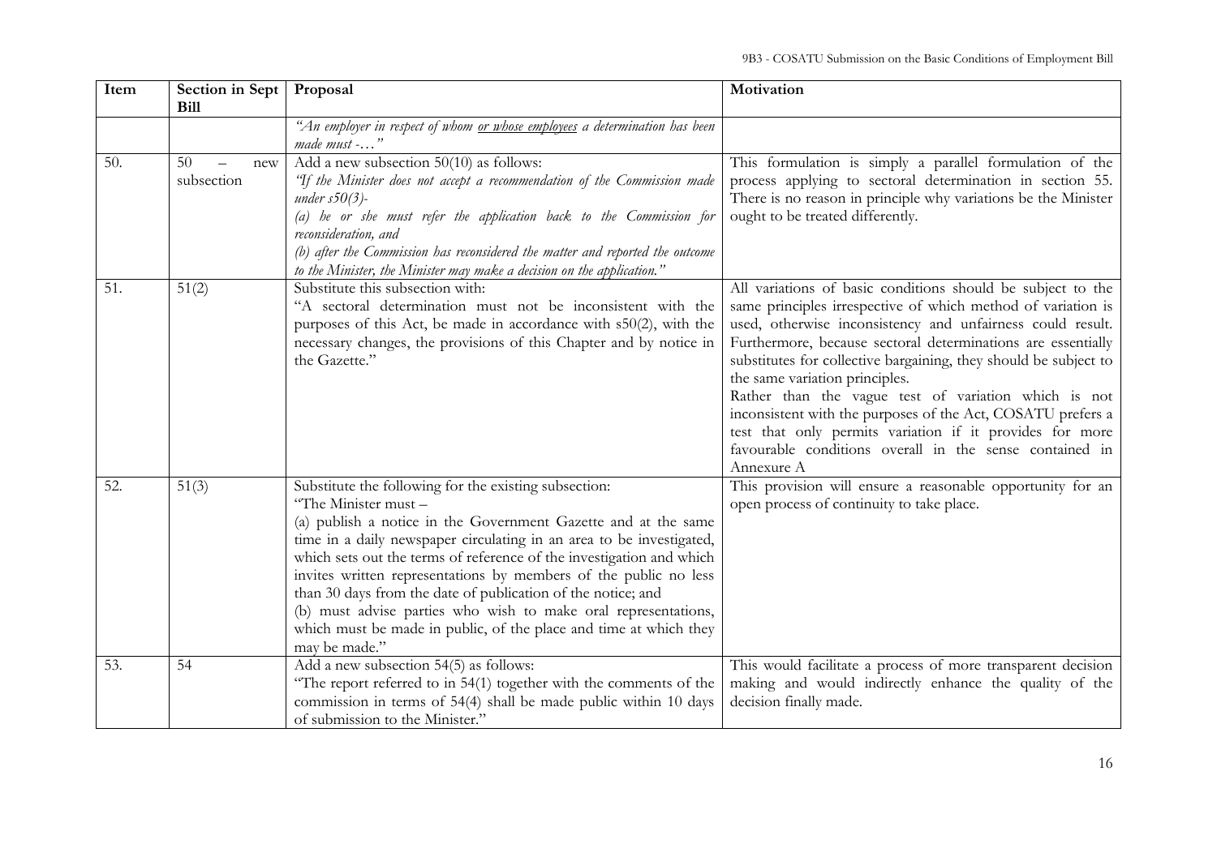| Item | Section in Sept Bill | Proposal | Motivation |
|---|---|---|---|
| | | *"An employer in respect of whom <u>or whose employees</u> a determination has been made must -…"* | |
| 50. | 50 – new subsection | Add a new subsection 50(10) as follows:<br>*"If the Minister does not accept a recommendation of the Commission made under s50(3)-*<br>*(a) he or she must refer the application back to the Commission for reconsideration, and*<br>*(b) after the Commission has reconsidered the matter and reported the outcome to the Minister, the Minister may make a decision on the application."* | This formulation is simply a parallel formulation of the process applying to sectoral determination in section 55. There is no reason in principle why variations be the Minister ought to be treated differently. |
| 51. | 51(2) | Substitute this subsection with:<br>"A sectoral determination must not be inconsistent with the purposes of this Act, be made in accordance with s50(2), with the necessary changes, the provisions of this Chapter and by notice in the Gazette." | All variations of basic conditions should be subject to the same principles irrespective of which method of variation is used, otherwise inconsistency and unfairness could result. Furthermore, because sectoral determinations are essentially substitutes for collective bargaining, they should be subject to the same variation principles.<br>Rather than the vague test of variation which is not inconsistent with the purposes of the Act, COSATU prefers a test that only permits variation if it provides for more favourable conditions overall in the sense contained in Annexure A |
| 52. | 51(3) | Substitute the following for the existing subsection:<br>"The Minister must –<br>(a) publish a notice in the Government Gazette and at the same time in a daily newspaper circulating in an area to be investigated, which sets out the terms of reference of the investigation and which invites written representations by members of the public no less than 30 days from the date of publication of the notice; and<br>(b) must advise parties who wish to make oral representations, which must be made in public, of the place and time at which they may be made." | This provision will ensure a reasonable opportunity for an open process of continuity to take place. |
| 53. | 54 | Add a new subsection 54(5) as follows:<br>"The report referred to in 54(1) together with the comments of the commission in terms of 54(4) shall be made public within 10 days of submission to the Minister." | This would facilitate a process of more transparent decision making and would indirectly enhance the quality of the decision finally made. |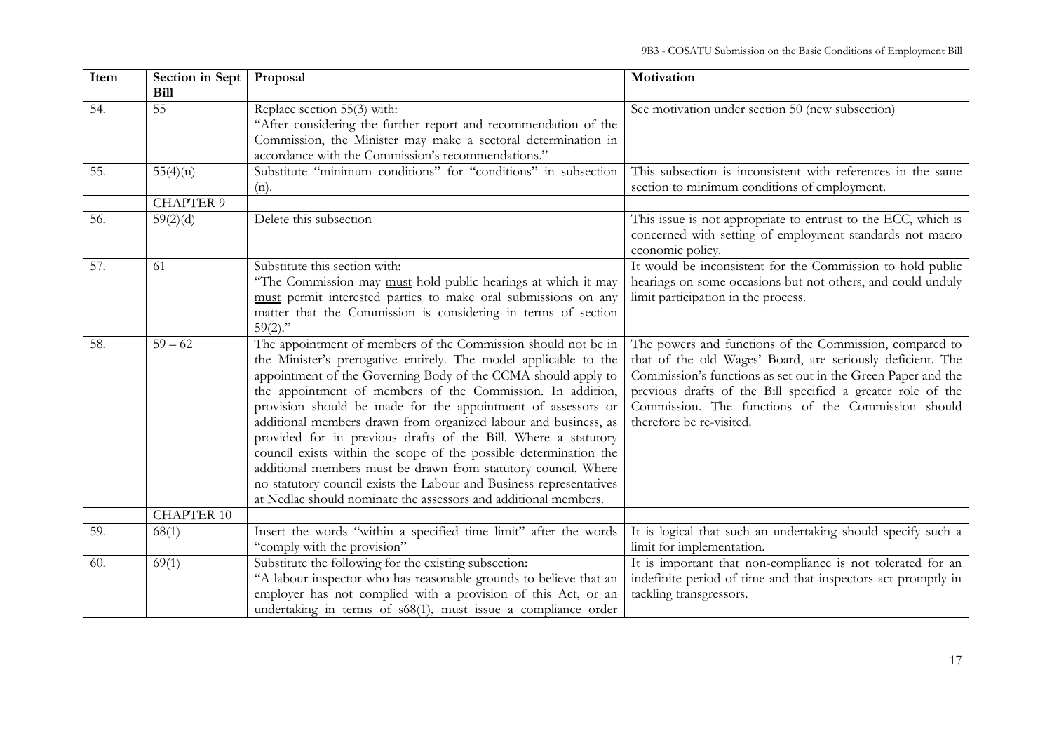| Item | Section in Sept Bill | Proposal | Motivation |
| --- | --- | --- | --- |
| 54. | 55 | Replace section 55(3) with: "After considering the further report and recommendation of the Commission, the Minister may make a sectoral determination in accordance with the Commission's recommendations." | See motivation under section 50 (new subsection) |
| 55. | 55(4)(n) | Substitute "minimum conditions" for "conditions" in subsection (n). | This subsection is inconsistent with references in the same section to minimum conditions of employment. |
| | CHAPTER 9 | | |
| 56. | 59(2)(d) | Delete this subsection | This issue is not appropriate to entrust to the ECC, which is concerned with setting of employment standards not macro economic policy. |
| 57. | 61 | Substitute this section with: "The Commission ~~may~~ must hold public hearings at which it ~~may~~ must permit interested parties to make oral submissions on any matter that the Commission is considering in terms of section 59(2)." | It would be inconsistent for the Commission to hold public hearings on some occasions but not others, and could unduly limit participation in the process. |
| 58. | 59 – 62 | The appointment of members of the Commission should not be in the Minister's prerogative entirely. The model applicable to the appointment of the Governing Body of the CCMA should apply to the appointment of members of the Commission. In addition, provision should be made for the appointment of assessors or additional members drawn from organized labour and business, as provided for in previous drafts of the Bill. Where a statutory council exists within the scope of the possible determination the additional members must be drawn from statutory council. Where no statutory council exists the Labour and Business representatives at Nedlac should nominate the assessors and additional members. | The powers and functions of the Commission, compared to that of the old Wages' Board, are seriously deficient. The Commission's functions as set out in the Green Paper and the previous drafts of the Bill specified a greater role of the Commission. The functions of the Commission should therefore be re-visited. |
| | CHAPTER 10 | | |
| 59. | 68(1) | Insert the words "within a specified time limit" after the words "comply with the provision" | It is logical that such an undertaking should specify such a limit for implementation. |
| 60. | 69(1) | Substitute the following for the existing subsection: "A labour inspector who has reasonable grounds to believe that an employer has not complied with a provision of this Act, or an undertaking in terms of s68(1), must issue a compliance order | It is important that non-compliance is not tolerated for an indefinite period of time and that inspectors act promptly in tackling transgressors. |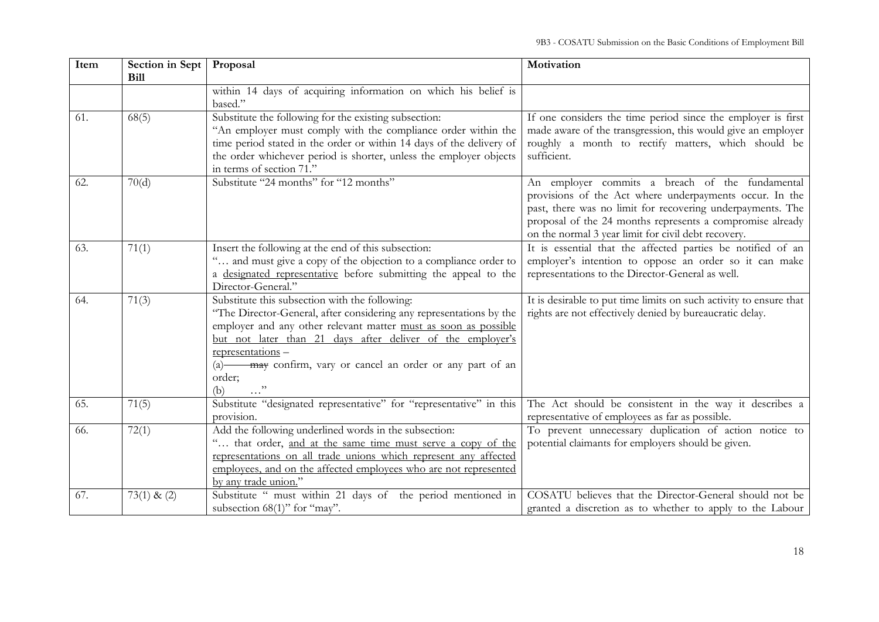| Item | Section in Sept Bill | Proposal | Motivation |
|---|---|---|---|
| | | within 14 days of acquiring information on which his belief is based." | |
| 61. | 68(5) | Substitute the following for the existing subsection: "An employer must comply with the compliance order within the time period stated in the order or within 14 days of the delivery of the order whichever period is shorter, unless the employer objects in terms of section 71." | If one considers the time period since the employer is first made aware of the transgression, this would give an employer roughly a month to rectify matters, which should be sufficient. |
| 62. | 70(d) | Substitute "24 months" for "12 months" | An employer commits a breach of the fundamental provisions of the Act where underpayments occur. In the past, there was no limit for recovering underpayments. The proposal of the 24 months represents a compromise already on the normal 3 year limit for civil debt recovery. |
| 63. | 71(1) | Insert the following at the end of this subsection: "… and must give a copy of the objection to a compliance order to a <u>designated representative</u> before submitting the appeal to the Director-General." | It is essential that the affected parties be notified of an employer's intention to oppose an order so it can make representations to the Director-General as well. |
| 64. | 71(3) | Substitute this subsection with the following: "The Director-General, after considering any representations by the employer and any other relevant matter <u>must as soon as possible but not later than 21 days after deliver of the employer's representations</u> – (a) ~~may~~ confirm, vary or cancel an order or any part of an order; (b) …" | It is desirable to put time limits on such activity to ensure that rights are not effectively denied by bureaucratic delay. |
| 65. | 71(5) | Substitute "designated representative" for "representative" in this provision. | The Act should be consistent in the way it describes a representative of employees as far as possible. |
| 66. | 72(1) | Add the following underlined words in the subsection: "… that order, <u>and at the same time must serve a copy of the representations on all trade unions which represent any affected employees, and on the affected employees who are not represented by any trade union.</u>" | To prevent unnecessary duplication of action notice to potential claimants for employers should be given. |
| 67. | 73(1) & (2) | Substitute " must within 21 days of the period mentioned in subsection 68(1)" for "may". | COSATU believes that the Director-General should not be granted a discretion as to whether to apply to the Labour |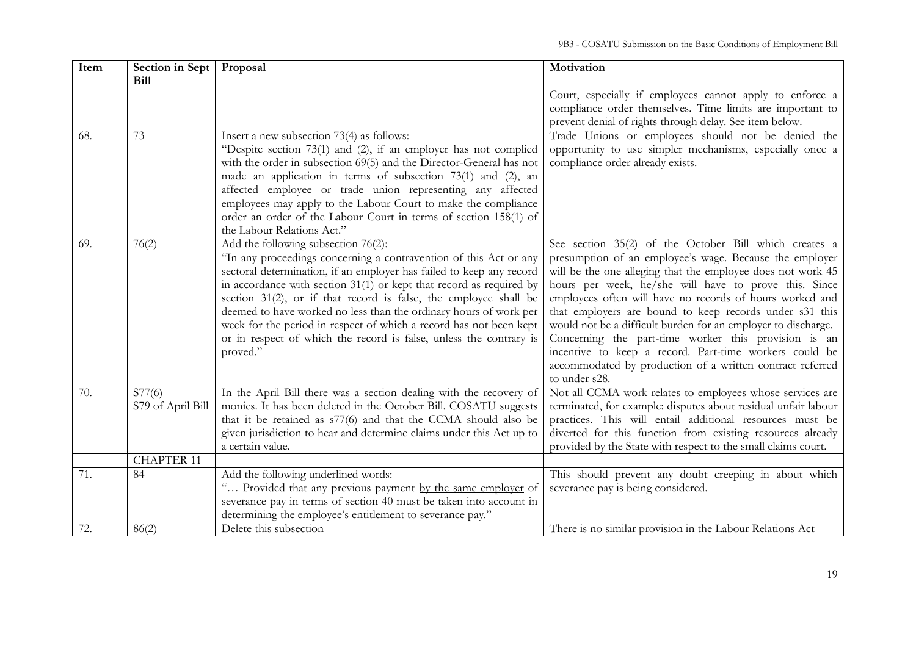| Item | Section in Sept Bill | Proposal | Motivation |
|---|---|---|---|
| | | | Court, especially if employees cannot apply to enforce a compliance order themselves. Time limits are important to prevent denial of rights through delay. See item below. |
| 68. | 73 | Insert a new subsection 73(4) as follows: "Despite section 73(1) and (2), if an employer has not complied with the order in subsection 69(5) and the Director-General has not made an application in terms of subsection 73(1) and (2), an affected employee or trade union representing any affected employees may apply to the Labour Court to make the compliance order an order of the Labour Court in terms of section 158(1) of the Labour Relations Act." | Trade Unions or employees should not be denied the opportunity to use simpler mechanisms, especially once a compliance order already exists. |
| 69. | 76(2) | Add the following subsection 76(2): "In any proceedings concerning a contravention of this Act or any sectoral determination, if an employer has failed to keep any record in accordance with section 31(1) or kept that record as required by section 31(2), or if that record is false, the employee shall be deemed to have worked no less than the ordinary hours of work per week for the period in respect of which a record has not been kept or in respect of which the record is false, unless the contrary is proved." | See section 35(2) of the October Bill which creates a presumption of an employee's wage. Because the employer will be the one alleging that the employee does not work 45 hours per week, he/she will have to prove this. Since employees often will have no records of hours worked and that employers are bound to keep records under s31 this would not be a difficult burden for an employer to discharge. Concerning the part-time worker this provision is an incentive to keep a record. Part-time workers could be accommodated by production of a written contract referred to under s28. |
| 70. | S77(6) S79 of April Bill | In the April Bill there was a section dealing with the recovery of monies. It has been deleted in the October Bill. COSATU suggests that it be retained as s77(6) and that the CCMA should also be given jurisdiction to hear and determine claims under this Act up to a certain value. | Not all CCMA work relates to employees whose services are terminated, for example: disputes about residual unfair labour practices. This will entail additional resources must be diverted for this function from existing resources already provided by the State with respect to the small claims court. |
| | CHAPTER 11 | | |
| 71. | 84 | Add the following underlined words: "… Provided that any previous payment <u>by the same employer</u> of severance pay in terms of section 40 must be taken into account in determining the employee's entitlement to severance pay." | This should prevent any doubt creeping in about which severance pay is being considered. |
| 72. | 86(2) | Delete this subsection | There is no similar provision in the Labour Relations Act |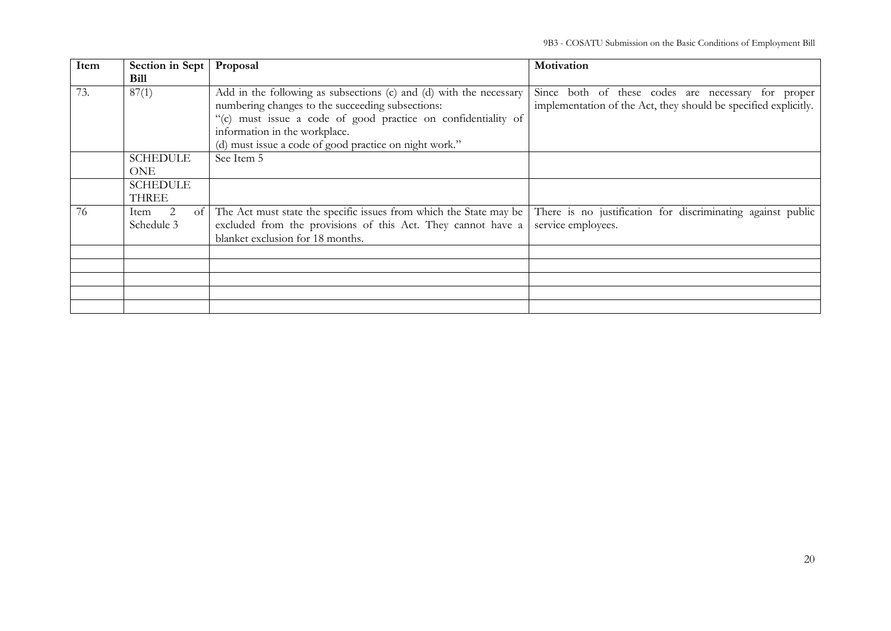| Item | Section in Sept Bill | Proposal | Motivation |
|---|---|---|---|
| 73. | 87(1) | Add in the following as subsections (c) and (d) with the necessary numbering changes to the succeeding subsections:<br>"(c) must issue a code of good practice on confidentiality of information in the workplace.<br>(d) must issue a code of good practice on night work." | Since both of these codes are necessary for proper implementation of the Act, they should be specified explicitly. |
| | SCHEDULE ONE | See Item 5 | |
| | SCHEDULE THREE | | |
| 76 | Item 2 of Schedule 3 | The Act must state the specific issues from which the State may be excluded from the provisions of this Act. They cannot have a blanket exclusion for 18 months. | There is no justification for discriminating against public service employees. |
| | | | |
| | | | |
| | | | |
| | | | |
| | | | |